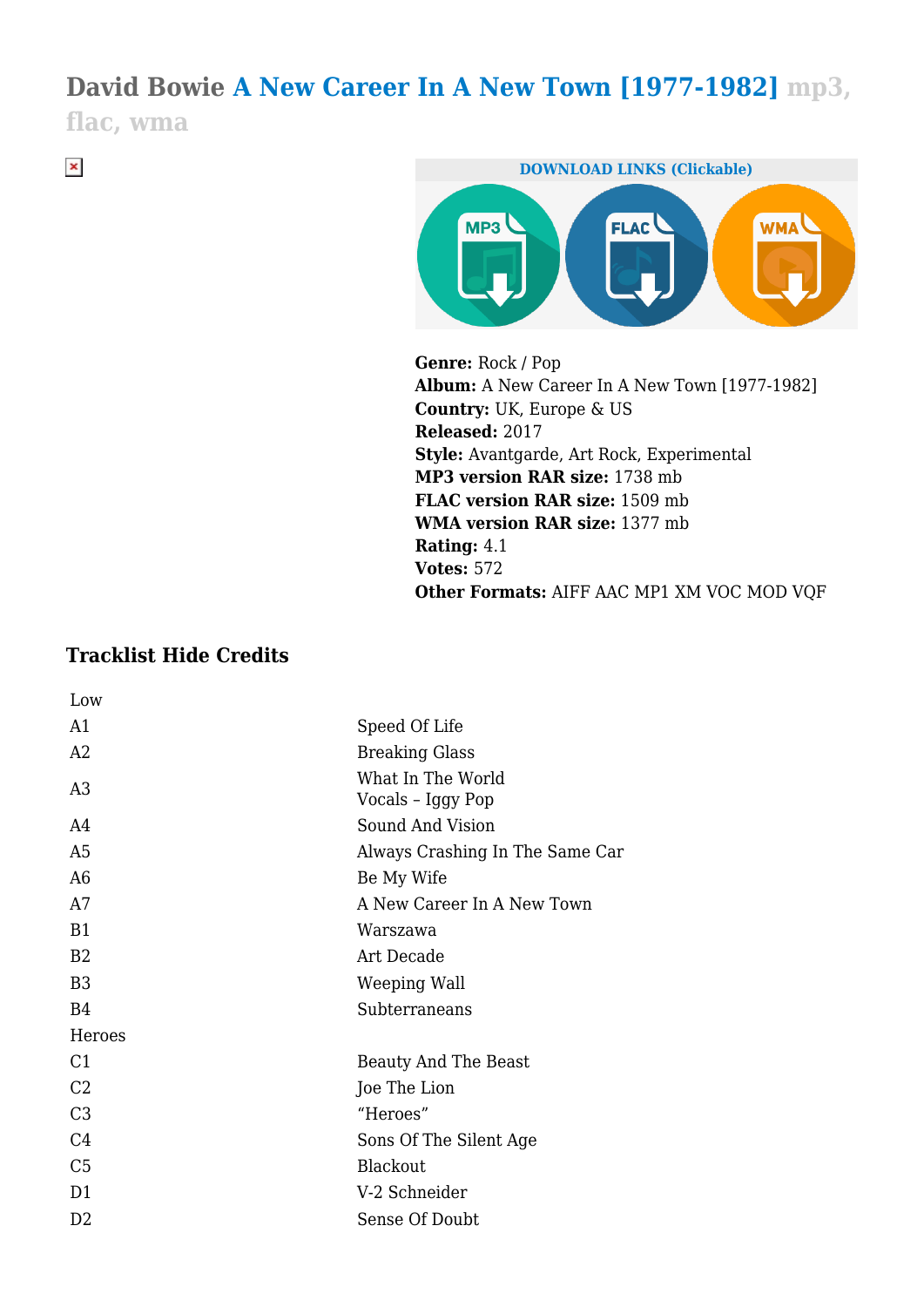# David Bowie A New Career In A New Town [1977-1982] mp3, flac, wma

**DOWNLOAD LINKS (Clickable)**

**Genre:** Rock / Pop
**Album:** A New Career In A New Town [1977-1982]
**Country:** UK, Europe & US
**Released:** 2017
**Style:** Avantgarde, Art Rock, Experimental
**MP3 version RAR size:** 1738 mb
**FLAC version RAR size:** 1509 mb
**WMA version RAR size:** 1377 mb
**Rating:** 4.1
**Votes:** 572
**Other Formats:** AIFF AAC MP1 XM VOC MOD VQF

### Tracklist Hide Credits

| | |
|---|---|
| Low | |
| A1 | Speed Of Life |
| A2 | Breaking Glass |
| A3 | What In The World<br>Vocals – Iggy Pop |
| A4 | Sound And Vision |
| A5 | Always Crashing In The Same Car |
| A6 | Be My Wife |
| A7 | A New Career In A New Town |
| B1 | Warszawa |
| B2 | Art Decade |
| B3 | Weeping Wall |
| B4 | Subterraneans |
| Heroes | |
| C1 | Beauty And The Beast |
| C2 | Joe The Lion |
| C3 | "Heroes" |
| C4 | Sons Of The Silent Age |
| C5 | Blackout |
| D1 | V-2 Schneider |
| D2 | Sense Of Doubt |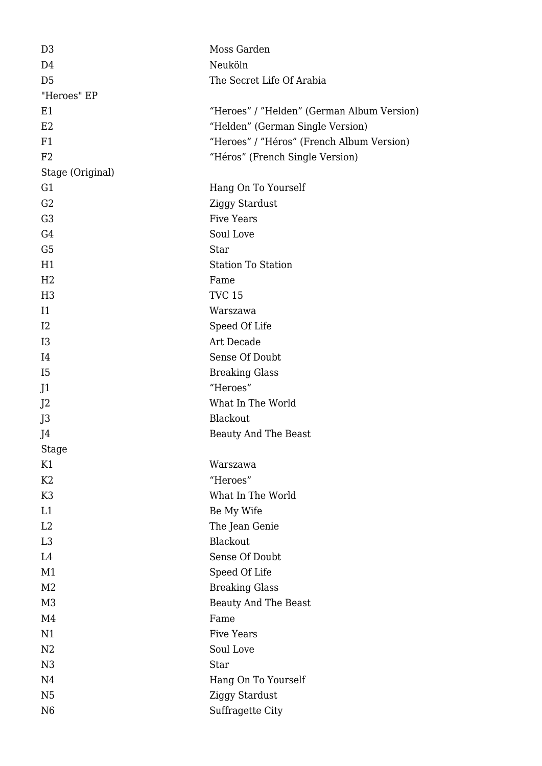| | |
|---|---|
| D3 | Moss Garden |
| D4 | Neuköln |
| D5 | The Secret Life Of Arabia |
| "Heroes" EP | |
| E1 | “Heroes” / ”Helden” (German Album Version) |
| E2 | “Helden” (German Single Version) |
| F1 | “Heroes” / ”Héros” (French Album Version) |
| F2 | “Héros” (French Single Version) |
| Stage (Original) | |
| G1 | Hang On To Yourself |
| G2 | Ziggy Stardust |
| G3 | Five Years |
| G4 | Soul Love |
| G5 | Star |
| H1 | Station To Station |
| H2 | Fame |
| H3 | TVC 15 |
| I1 | Warszawa |
| I2 | Speed Of Life |
| I3 | Art Decade |
| I4 | Sense Of Doubt |
| I5 | Breaking Glass |
| J1 | “Heroes” |
| J2 | What In The World |
| J3 | Blackout |
| J4 | Beauty And The Beast |
| Stage | |
| K1 | Warszawa |
| K2 | “Heroes” |
| K3 | What In The World |
| L1 | Be My Wife |
| L2 | The Jean Genie |
| L3 | Blackout |
| L4 | Sense Of Doubt |
| M1 | Speed Of Life |
| M2 | Breaking Glass |
| M3 | Beauty And The Beast |
| M4 | Fame |
| N1 | Five Years |
| N2 | Soul Love |
| N3 | Star |
| N4 | Hang On To Yourself |
| N5 | Ziggy Stardust |
| N6 | Suffragette City |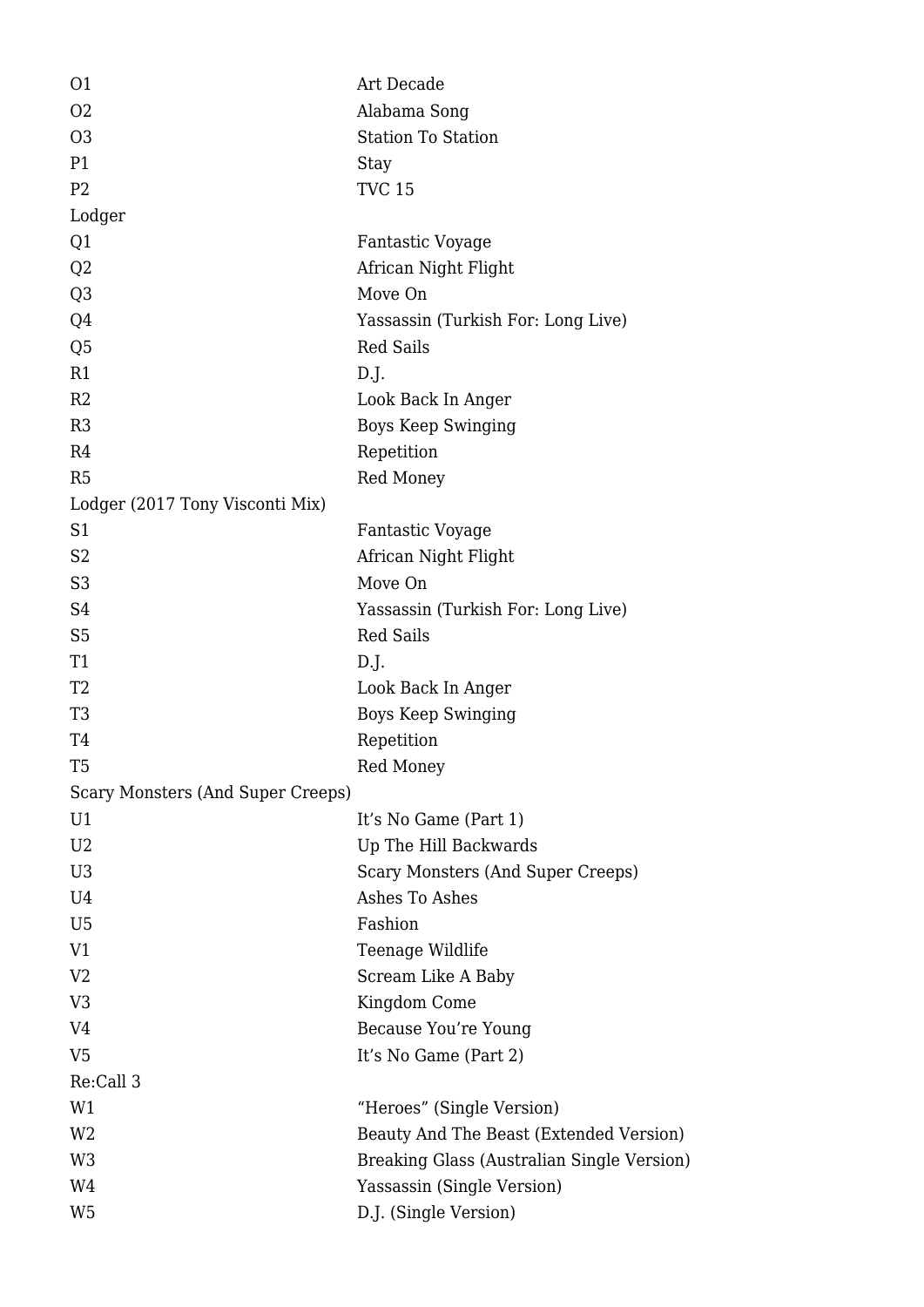| | |
|---|---|
| O1 | Art Decade |
| O2 | Alabama Song |
| O3 | Station To Station |
| P1 | Stay |
| P2 | TVC 15 |

Lodger

| | |
|---|---|
| Q1 | Fantastic Voyage |
| Q2 | African Night Flight |
| Q3 | Move On |
| Q4 | Yassassin (Turkish For: Long Live) |
| Q5 | Red Sails |
| R1 | D.J. |
| R2 | Look Back In Anger |
| R3 | Boys Keep Swinging |
| R4 | Repetition |
| R5 | Red Money |

Lodger (2017 Tony Visconti Mix)

| | |
|---|---|
| S1 | Fantastic Voyage |
| S2 | African Night Flight |
| S3 | Move On |
| S4 | Yassassin (Turkish For: Long Live) |
| S5 | Red Sails |
| T1 | D.J. |
| T2 | Look Back In Anger |
| T3 | Boys Keep Swinging |
| T4 | Repetition |
| T5 | Red Money |

Scary Monsters (And Super Creeps)

| | |
|---|---|
| U1 | It's No Game (Part 1) |
| U2 | Up The Hill Backwards |
| U3 | Scary Monsters (And Super Creeps) |
| U4 | Ashes To Ashes |
| U5 | Fashion |
| V1 | Teenage Wildlife |
| V2 | Scream Like A Baby |
| V3 | Kingdom Come |
| V4 | Because You're Young |
| V5 | It's No Game (Part 2) |

Re:Call 3

| | |
|---|---|
| W1 | "Heroes" (Single Version) |
| W2 | Beauty And The Beast (Extended Version) |
| W3 | Breaking Glass (Australian Single Version) |
| W4 | Yassassin (Single Version) |
| W5 | D.J. (Single Version) |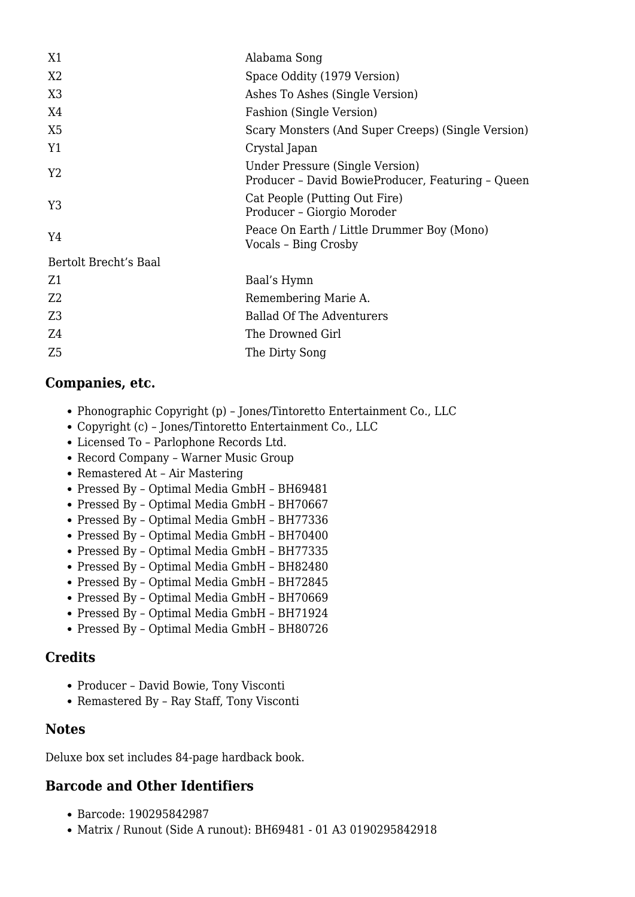| | |
|---|---|
| X1 | Alabama Song |
| X2 | Space Oddity (1979 Version) |
| X3 | Ashes To Ashes (Single Version) |
| X4 | Fashion (Single Version) |
| X5 | Scary Monsters (And Super Creeps) (Single Version) |
| Y1 | Crystal Japan |
| Y2 | Under Pressure (Single Version)<br>Producer – David BowieProducer, Featuring – Queen |
| Y3 | Cat People (Putting Out Fire)<br>Producer – Giorgio Moroder |
| Y4 | Peace On Earth / Little Drummer Boy (Mono)<br>Vocals – Bing Crosby |
| Bertolt Brecht's Baal | |
| Z1 | Baal's Hymn |
| Z2 | Remembering Marie A. |
| Z3 | Ballad Of The Adventurers |
| Z4 | The Drowned Girl |
| Z5 | The Dirty Song |

## Companies, etc.

- Phonographic Copyright (p) – Jones/Tintoretto Entertainment Co., LLC
- Copyright (c) – Jones/Tintoretto Entertainment Co., LLC
- Licensed To – Parlophone Records Ltd.
- Record Company – Warner Music Group
- Remastered At – Air Mastering
- Pressed By – Optimal Media GmbH – BH69481
- Pressed By – Optimal Media GmbH – BH70667
- Pressed By – Optimal Media GmbH – BH77336
- Pressed By – Optimal Media GmbH – BH70400
- Pressed By – Optimal Media GmbH – BH77335
- Pressed By – Optimal Media GmbH – BH82480
- Pressed By – Optimal Media GmbH – BH72845
- Pressed By – Optimal Media GmbH – BH70669
- Pressed By – Optimal Media GmbH – BH71924
- Pressed By – Optimal Media GmbH – BH80726

## Credits

- Producer – David Bowie, Tony Visconti
- Remastered By – Ray Staff, Tony Visconti

## Notes

Deluxe box set includes 84-page hardback book.

## Barcode and Other Identifiers

- Barcode: 190295842987
- Matrix / Runout (Side A runout): BH69481 - 01 A3 0190295842918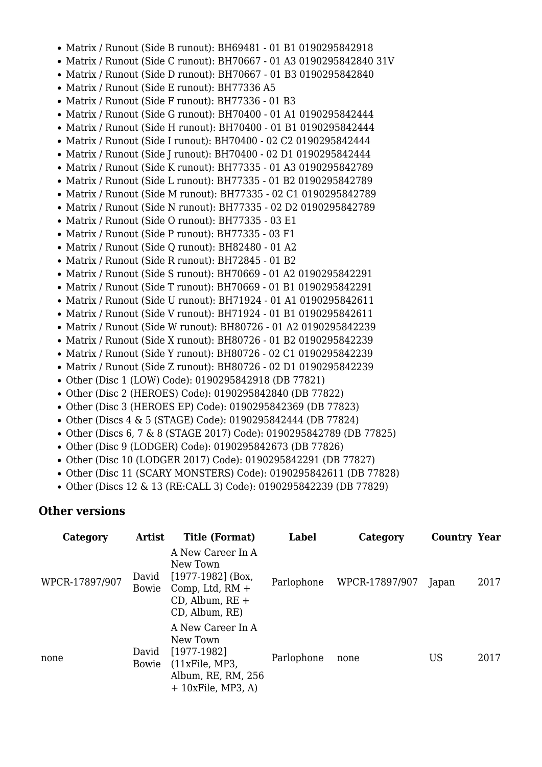- Matrix / Runout (Side B runout): BH69481 - 01 B1 0190295842918
- Matrix / Runout (Side C runout): BH70667 - 01 A3 0190295842840 31V
- Matrix / Runout (Side D runout): BH70667 - 01 B3 0190295842840
- Matrix / Runout (Side E runout): BH77336 A5
- Matrix / Runout (Side F runout): BH77336 - 01 B3
- Matrix / Runout (Side G runout): BH70400 - 01 A1 0190295842444
- Matrix / Runout (Side H runout): BH70400 - 01 B1 0190295842444
- Matrix / Runout (Side I runout): BH70400 - 02 C2 0190295842444
- Matrix / Runout (Side J runout): BH70400 - 02 D1 0190295842444
- Matrix / Runout (Side K runout): BH77335 - 01 A3 0190295842789
- Matrix / Runout (Side L runout): BH77335 - 01 B2 0190295842789
- Matrix / Runout (Side M runout): BH77335 - 02 C1 0190295842789
- Matrix / Runout (Side N runout): BH77335 - 02 D2 0190295842789
- Matrix / Runout (Side O runout): BH77335 - 03 E1
- Matrix / Runout (Side P runout): BH77335 - 03 F1
- Matrix / Runout (Side Q runout): BH82480 - 01 A2
- Matrix / Runout (Side R runout): BH72845 - 01 B2
- Matrix / Runout (Side S runout): BH70669 - 01 A2 0190295842291
- Matrix / Runout (Side T runout): BH70669 - 01 B1 0190295842291
- Matrix / Runout (Side U runout): BH71924 - 01 A1 0190295842611
- Matrix / Runout (Side V runout): BH71924 - 01 B1 0190295842611
- Matrix / Runout (Side W runout): BH80726 - 01 A2 0190295842239
- Matrix / Runout (Side X runout): BH80726 - 01 B2 0190295842239
- Matrix / Runout (Side Y runout): BH80726 - 02 C1 0190295842239
- Matrix / Runout (Side Z runout): BH80726 - 02 D1 0190295842239
- Other (Disc 1 (LOW) Code): 0190295842918 (DB 77821)
- Other (Disc 2 (HEROES) Code): 0190295842840 (DB 77822)
- Other (Disc 3 (HEROES EP) Code): 0190295842369 (DB 77823)
- Other (Discs 4 & 5 (STAGE) Code): 0190295842444 (DB 77824)
- Other (Discs 6, 7 & 8 (STAGE 2017) Code): 0190295842789 (DB 77825)
- Other (Disc 9 (LODGER) Code): 0190295842673 (DB 77826)
- Other (Disc 10 (LODGER 2017) Code): 0190295842291 (DB 77827)
- Other (Disc 11 (SCARY MONSTERS) Code): 0190295842611 (DB 77828)
- Other (Discs 12 & 13 (RE:CALL 3) Code): 0190295842239 (DB 77829)

## Other versions

| Category | Artist | Title (Format) | Label | Category | Country | Year |
|---|---|---|---|---|---|---|
| WPCR-17897/907 | David Bowie | A New Career In A New Town [1977-1982] (Box, Comp, Ltd, RM + CD, Album, RE + CD, Album, RE) | Parlophone | WPCR-17897/907 | Japan | 2017 |
| none | David Bowie | A New Career In A New Town [1977-1982] (11xFile, MP3, Album, RE, RM, 256 + 10xFile, MP3, A) | Parlophone | none | US | 2017 |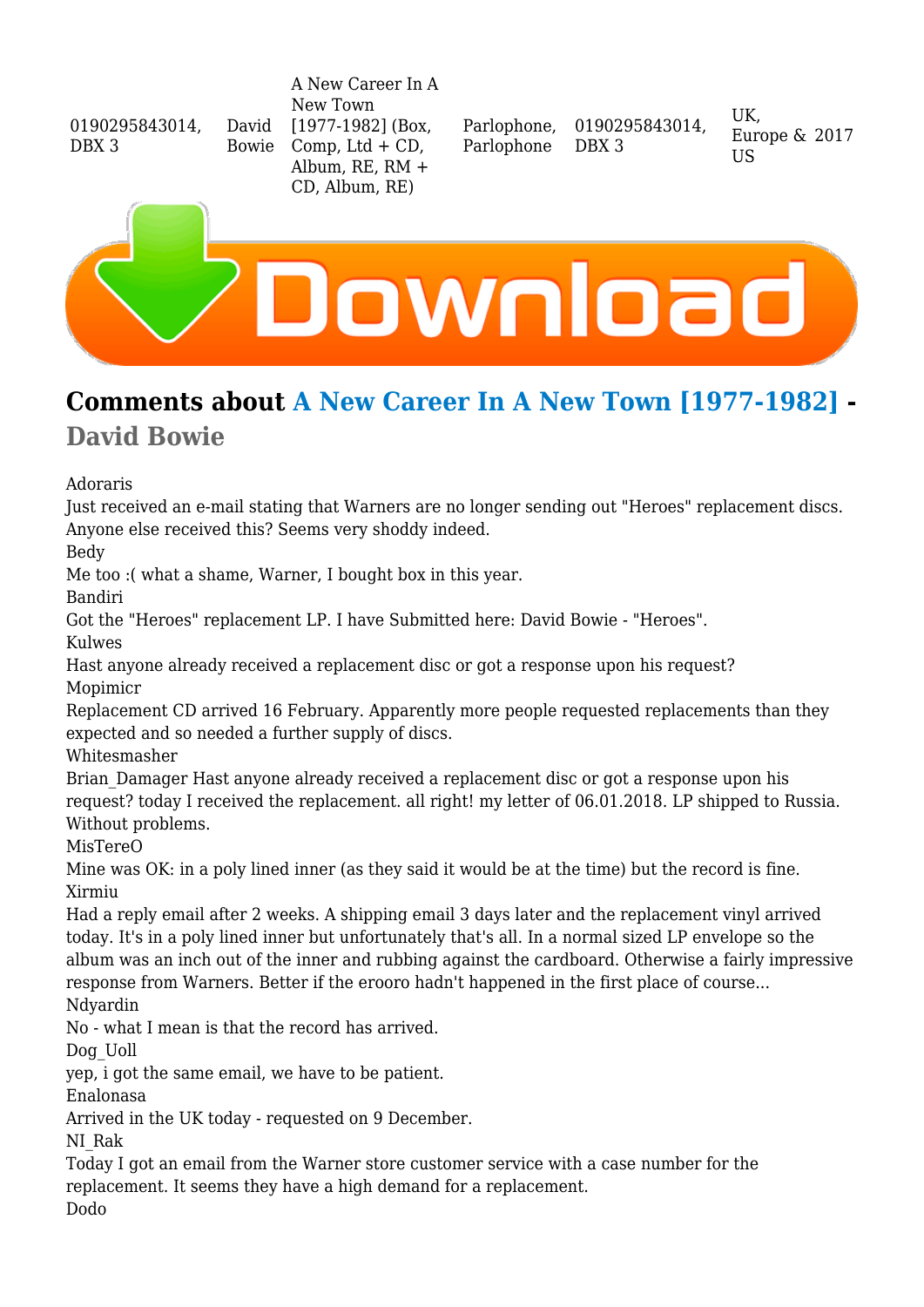| | | | | | | |
|---|---|---|---|---|---|---|
| 0190295843014, DBX 3 | David Bowie | A New Career In A New Town [1977-1982] (Box, Comp, Ltd + CD, Album, RE, RM + CD, Album, RE) | Parlophone, Parlophone | 0190295843014, DBX 3 | UK, Europe & US | 2017 |

## Comments about A New Career In A New Town [1977-1982] - David Bowie

Adoraris
Just received an e-mail stating that Warners are no longer sending out "Heroes" replacement discs. Anyone else received this? Seems very shoddy indeed.

Bedy
Me too :( what a shame, Warner, I bought box in this year.

Bandiri
Got the "Heroes" replacement LP. I have Submitted here: David Bowie - "Heroes".

Kulwes
Hast anyone already received a replacement disc or got a response upon his request?

Mopimicr
Replacement CD arrived 16 February. Apparently more people requested replacements than they expected and so needed a further supply of discs.

Whitesmasher
Brian_Damager Hast anyone already received a replacement disc or got a response upon his request? today I received the replacement. all right! my letter of 06.01.2018. LP shipped to Russia. Without problems.

MisTereO
Mine was OK: in a poly lined inner (as they said it would be at the time) but the record is fine.

Xirmiu
Had a reply email after 2 weeks. A shipping email 3 days later and the replacement vinyl arrived today. It's in a poly lined inner but unfortunately that's all. In a normal sized LP envelope so the album was an inch out of the inner and rubbing against the cardboard. Otherwise a fairly impressive response from Warners. Better if the erooro hadn't happened in the first place of course...

Ndyardin
No - what I mean is that the record has arrived.

Dog_Uoll
yep, i got the same email, we have to be patient.

Enalonasa
Arrived in the UK today - requested on 9 December.

NI_Rak
Today I got an email from the Warner store customer service with a case number for the replacement. It seems they have a high demand for a replacement.

Dodo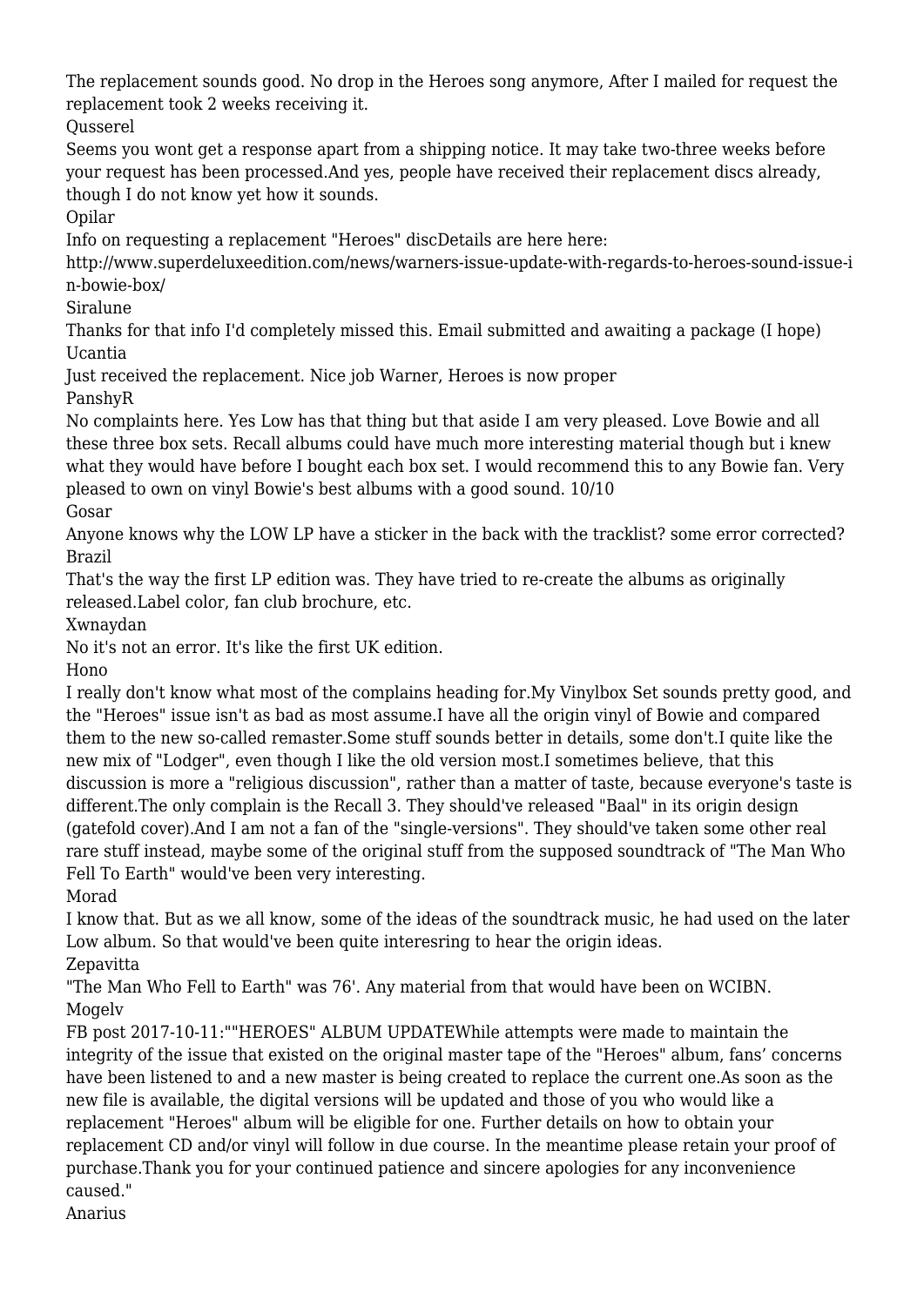The replacement sounds good. No drop in the Heroes song anymore, After I mailed for request the replacement took 2 weeks receiving it.

Qusserel

Seems you wont get a response apart from a shipping notice. It may take two-three weeks before your request has been processed.And yes, people have received their replacement discs already, though I do not know yet how it sounds.

Opilar

Info on requesting a replacement "Heroes" discDetails are here here:
http://www.superdeluxeedition.com/news/warners-issue-update-with-regards-to-heroes-sound-issue-in-bowie-box/

Siralune

Thanks for that info I'd completely missed this. Email submitted and awaiting a package (I hope)

Ucantia

Just received the replacement. Nice job Warner, Heroes is now proper

PanshyR

No complaints here. Yes Low has that thing but that aside I am very pleased. Love Bowie and all these three box sets. Recall albums could have much more interesting material though but i knew what they would have before I bought each box set. I would recommend this to any Bowie fan. Very pleased to own on vinyl Bowie's best albums with a good sound. 10/10

Gosar

Anyone knows why the LOW LP have a sticker in the back with the tracklist? some error corrected?

Brazil

That's the way the first LP edition was. They have tried to re-create the albums as originally released.Label color, fan club brochure, etc.

Xwnaydan

No it's not an error. It's like the first UK edition.

Hono

I really don't know what most of the complains heading for.My Vinylbox Set sounds pretty good, and the "Heroes" issue isn't as bad as most assume.I have all the origin vinyl of Bowie and compared them to the new so-called remaster.Some stuff sounds better in details, some don't.I quite like the new mix of "Lodger", even though I like the old version most.I sometimes believe, that this discussion is more a "religious discussion", rather than a matter of taste, because everyone's taste is different.The only complain is the Recall 3. They should've released "Baal" in its origin design (gatefold cover).And I am not a fan of the "single-versions". They should've taken some other real rare stuff instead, maybe some of the original stuff from the supposed soundtrack of "The Man Who Fell To Earth" would've been very interesting.

Morad

I know that. But as we all know, some of the ideas of the soundtrack music, he had used on the later Low album. So that would've been quite interesring to hear the origin ideas.

Zepavitta

"The Man Who Fell to Earth" was 76'. Any material from that would have been on WCIBN.

Mogelv

FB post 2017-10-11:""HEROES" ALBUM UPDATEWhile attempts were made to maintain the integrity of the issue that existed on the original master tape of the "Heroes" album, fans' concerns have been listened to and a new master is being created to replace the current one.As soon as the new file is available, the digital versions will be updated and those of you who would like a replacement "Heroes" album will be eligible for one. Further details on how to obtain your replacement CD and/or vinyl will follow in due course. In the meantime please retain your proof of purchase.Thank you for your continued patience and sincere apologies for any inconvenience caused."

Anarius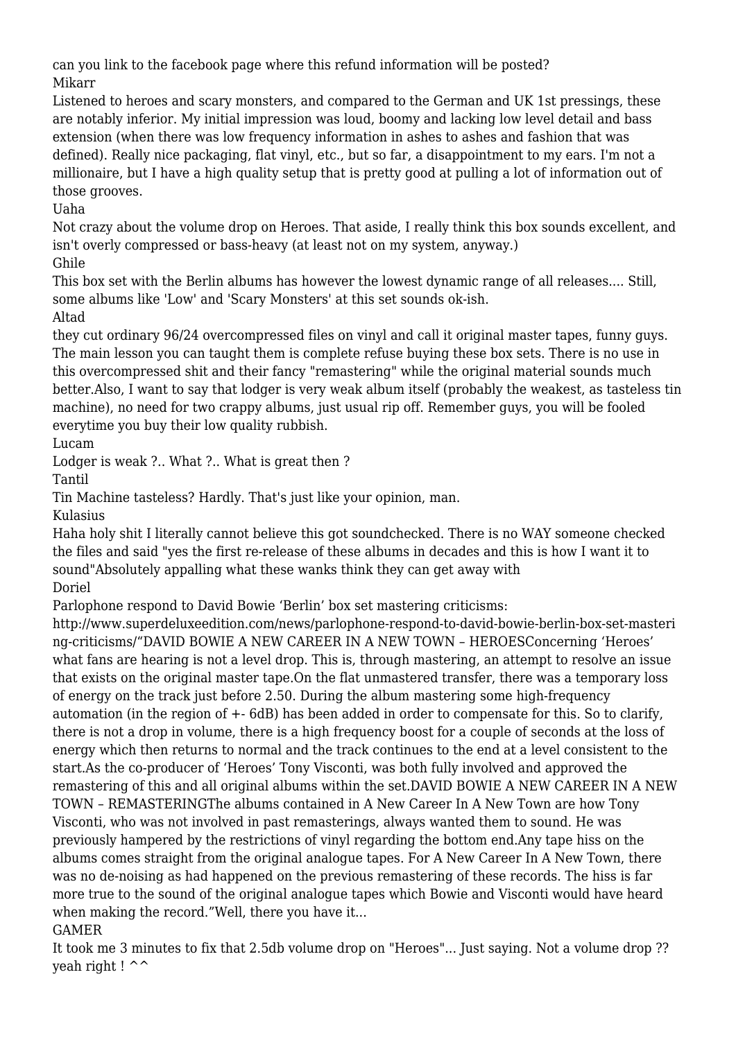can you link to the facebook page where this refund information will be posted?

Mikarr

Listened to heroes and scary monsters, and compared to the German and UK 1st pressings, these are notably inferior. My initial impression was loud, boomy and lacking low level detail and bass extension (when there was low frequency information in ashes to ashes and fashion that was defined). Really nice packaging, flat vinyl, etc., but so far, a disappointment to my ears. I'm not a millionaire, but I have a high quality setup that is pretty good at pulling a lot of information out of those grooves.

Uaha

Not crazy about the volume drop on Heroes. That aside, I really think this box sounds excellent, and isn't overly compressed or bass-heavy (at least not on my system, anyway.)

Ghile

This box set with the Berlin albums has however the lowest dynamic range of all releases.... Still, some albums like 'Low' and 'Scary Monsters' at this set sounds ok-ish.

Altad

they cut ordinary 96/24 overcompressed files on vinyl and call it original master tapes, funny guys. The main lesson you can taught them is complete refuse buying these box sets. There is no use in this overcompressed shit and their fancy "remastering" while the original material sounds much better.Also, I want to say that lodger is very weak album itself (probably the weakest, as tasteless tin machine), no need for two crappy albums, just usual rip off. Remember guys, you will be fooled everytime you buy their low quality rubbish.

Lucam

Lodger is weak ?.. What ?.. What is great then ?

Tantil

Tin Machine tasteless? Hardly. That's just like your opinion, man.

Kulasius

Haha holy shit I literally cannot believe this got soundchecked. There is no WAY someone checked the files and said "yes the first re-release of these albums in decades and this is how I want it to sound"Absolutely appalling what these wanks think they can get away with

Doriel

Parlophone respond to David Bowie 'Berlin' box set mastering criticisms: http://www.superdeluxeedition.com/news/parlophone-respond-to-david-bowie-berlin-box-set-mastering-criticisms/"DAVID BOWIE A NEW CAREER IN A NEW TOWN – HEROESConcerning 'Heroes' what fans are hearing is not a level drop. This is, through mastering, an attempt to resolve an issue that exists on the original master tape.On the flat unmastered transfer, there was a temporary loss of energy on the track just before 2.50. During the album mastering some high-frequency automation (in the region of +- 6dB) has been added in order to compensate for this. So to clarify, there is not a drop in volume, there is a high frequency boost for a couple of seconds at the loss of energy which then returns to normal and the track continues to the end at a level consistent to the start.As the co-producer of 'Heroes' Tony Visconti, was both fully involved and approved the remastering of this and all original albums within the set.DAVID BOWIE A NEW CAREER IN A NEW TOWN – REMASTERINGThe albums contained in A New Career In A New Town are how Tony Visconti, who was not involved in past remasterings, always wanted them to sound. He was previously hampered by the restrictions of vinyl regarding the bottom end.Any tape hiss on the albums comes straight from the original analogue tapes. For A New Career In A New Town, there was no de-noising as had happened on the previous remastering of these records. The hiss is far more true to the sound of the original analogue tapes which Bowie and Visconti would have heard when making the record."Well, there you have it...

GAMER

It took me 3 minutes to fix that 2.5db volume drop on "Heroes"... Just saying. Not a volume drop ?? yeah right ! ^^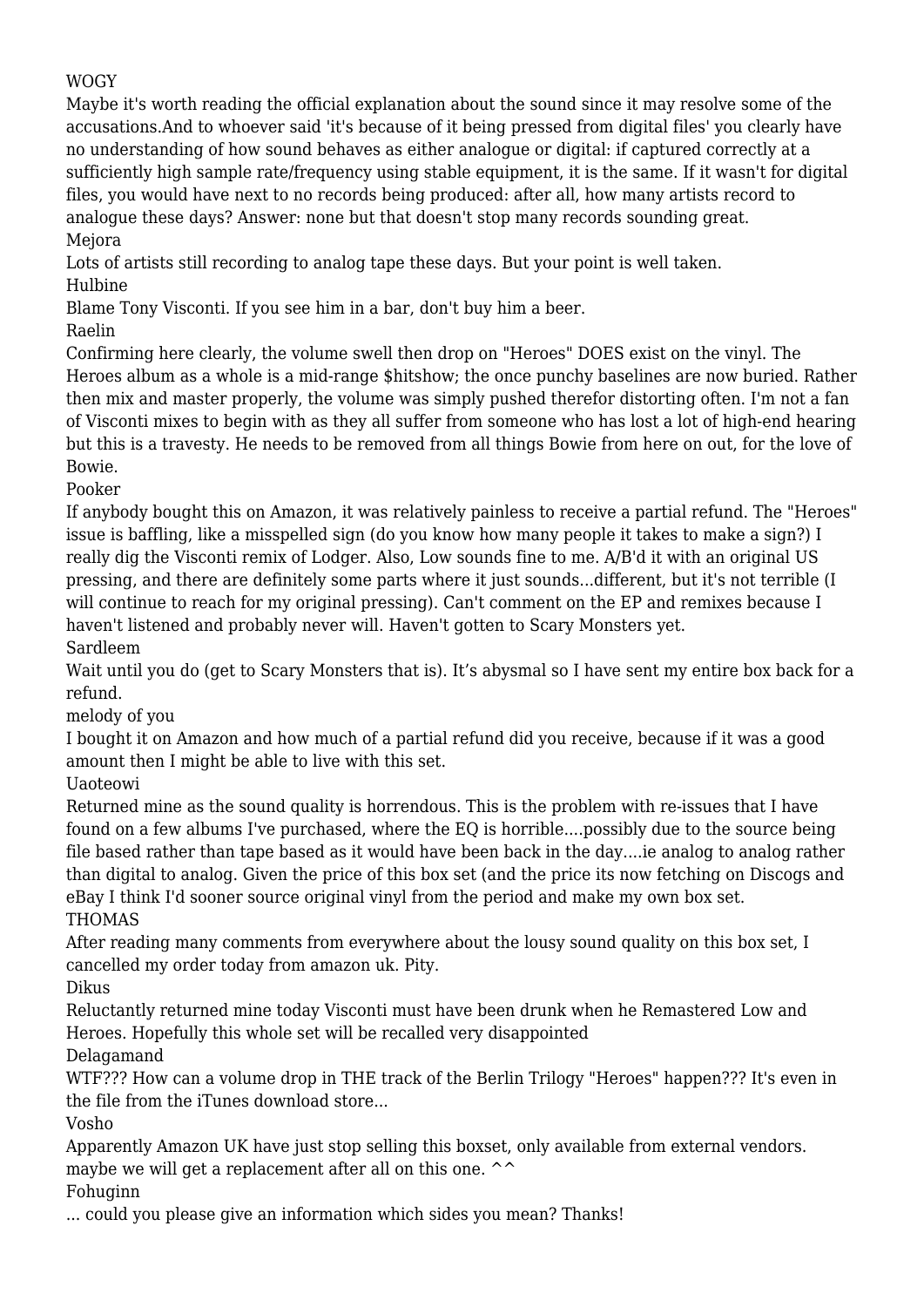WOGY

Maybe it's worth reading the official explanation about the sound since it may resolve some of the accusations.And to whoever said 'it's because of it being pressed from digital files' you clearly have no understanding of how sound behaves as either analogue or digital: if captured correctly at a sufficiently high sample rate/frequency using stable equipment, it is the same. If it wasn't for digital files, you would have next to no records being produced: after all, how many artists record to analogue these days? Answer: none but that doesn't stop many records sounding great.

Mejora

Lots of artists still recording to analog tape these days. But your point is well taken.

Hulbine

Blame Tony Visconti. If you see him in a bar, don't buy him a beer.

Raelin

Confirming here clearly, the volume swell then drop on "Heroes" DOES exist on the vinyl. The Heroes album as a whole is a mid-range $hitshow; the once punchy baselines are now buried. Rather then mix and master properly, the volume was simply pushed therefor distorting often. I'm not a fan of Visconti mixes to begin with as they all suffer from someone who has lost a lot of high-end hearing but this is a travesty. He needs to be removed from all things Bowie from here on out, for the love of Bowie.

Pooker

If anybody bought this on Amazon, it was relatively painless to receive a partial refund. The "Heroes" issue is baffling, like a misspelled sign (do you know how many people it takes to make a sign?) I really dig the Visconti remix of Lodger. Also, Low sounds fine to me. A/B'd it with an original US pressing, and there are definitely some parts where it just sounds...different, but it's not terrible (I will continue to reach for my original pressing). Can't comment on the EP and remixes because I haven't listened and probably never will. Haven't gotten to Scary Monsters yet.

Sardleem

Wait until you do (get to Scary Monsters that is). It's abysmal so I have sent my entire box back for a refund.

melody of you

I bought it on Amazon and how much of a partial refund did you receive, because if it was a good amount then I might be able to live with this set.

Uaoteowi

Returned mine as the sound quality is horrendous. This is the problem with re-issues that I have found on a few albums I've purchased, where the EQ is horrible....possibly due to the source being file based rather than tape based as it would have been back in the day....ie analog to analog rather than digital to analog. Given the price of this box set (and the price its now fetching on Discogs and eBay I think I'd sooner source original vinyl from the period and make my own box set.

THOMAS

After reading many comments from everywhere about the lousy sound quality on this box set, I cancelled my order today from amazon uk. Pity.

Dikus

Reluctantly returned mine today Visconti must have been drunk when he Remastered Low and Heroes. Hopefully this whole set will be recalled very disappointed

Delagamand

WTF??? How can a volume drop in THE track of the Berlin Trilogy "Heroes" happen??? It's even in the file from the iTunes download store...

Vosho

Apparently Amazon UK have just stop selling this boxset, only available from external vendors. maybe we will get a replacement after all on this one. ^^

Fohuginn

... could you please give an information which sides you mean? Thanks!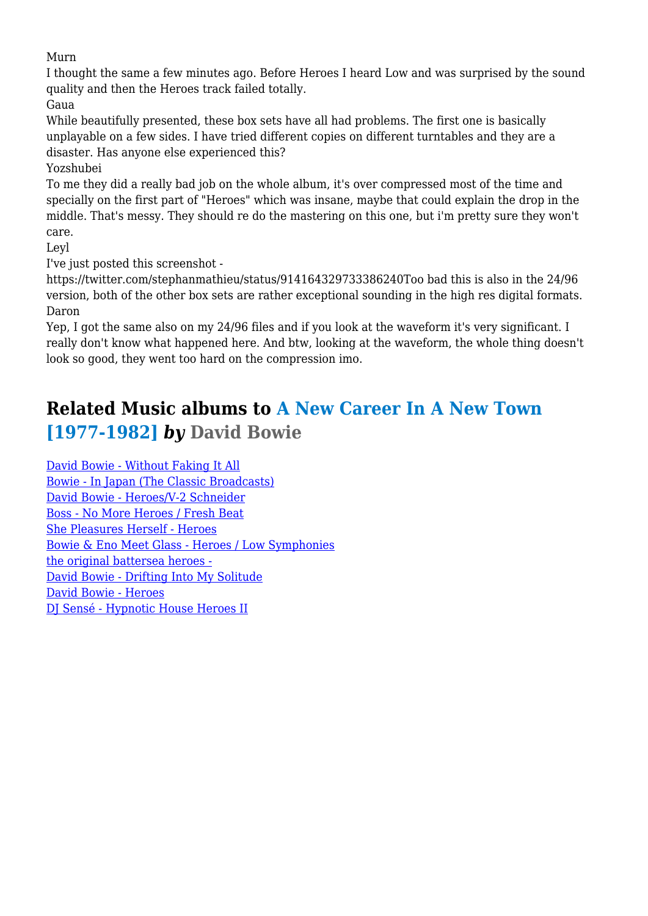Murn

I thought the same a few minutes ago. Before Heroes I heard Low and was surprised by the sound quality and then the Heroes track failed totally.

Gaua

While beautifully presented, these box sets have all had problems. The first one is basically unplayable on a few sides. I have tried different copies on different turntables and they are a disaster. Has anyone else experienced this?

Yozshubei

To me they did a really bad job on the whole album, it's over compressed most of the time and specially on the first part of "Heroes" which was insane, maybe that could explain the drop in the middle. That's messy. They should re do the mastering on this one, but i'm pretty sure they won't care.

Leyl

I've just posted this screenshot - https://twitter.com/stephanmathieu/status/914164329733386240Too bad this is also in the 24/96 version, both of the other box sets are rather exceptional sounding in the high res digital formats.

Daron

Yep, I got the same also on my 24/96 files and if you look at the waveform it's very significant. I really don't know what happened here. And btw, looking at the waveform, the whole thing doesn't look so good, they went too hard on the compression imo.

## Related Music albums to A New Career In A New Town [1977-1982] *by* David Bowie

David Bowie - Without Faking It All
Bowie - In Japan (The Classic Broadcasts)
David Bowie - Heroes/V-2 Schneider
Boss - No More Heroes / Fresh Beat
She Pleasures Herself - Heroes
Bowie & Eno Meet Glass - Heroes / Low Symphonies
the original battersea heroes -
David Bowie - Drifting Into My Solitude
David Bowie - Heroes
DJ Sensé - Hypnotic House Heroes II